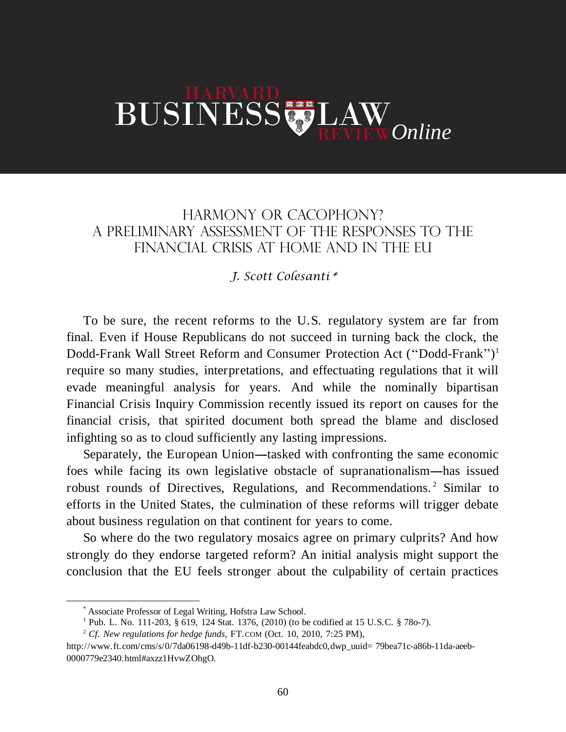# HARVARD BUSINESS LAW REVIEW *Online*

## HARMONY OR CACOPHONY? A PRELIMINARY ASSESSMENT OF THE RESPONSES TO THE FINANCIAL CRISIS AT HOME AND IN THE EU

*J. Scott Colesanti* [*]

To be sure, the recent reforms to the U.S. regulatory system are far from final. Even if House Republicans do not succeed in turning back the clock, the Dodd-Frank Wall Street Reform and Consumer Protection Act ("Dodd-Frank")[1] require so many studies, interpretations, and effectuating regulations that it will evade meaningful analysis for years. And while the nominally bipartisan Financial Crisis Inquiry Commission recently issued its report on causes for the financial crisis, that spirited document both spread the blame and disclosed infighting so as to cloud sufficiently any lasting impressions.

Separately, the European Union—tasked with confronting the same economic foes while facing its own legislative obstacle of supranationalism—has issued robust rounds of Directives, Regulations, and Recommendations.[2] Similar to efforts in the United States, the culmination of these reforms will trigger debate about business regulation on that continent for years to come.

So where do the two regulatory mosaics agree on primary culprits? And how strongly do they endorse targeted reform? An initial analysis might support the conclusion that the EU feels stronger about the culpability of certain practices

---

[*] Associate Professor of Legal Writing, Hofstra Law School.

[1] Pub. L. No. 111-203, § 619, 124 Stat. 1376, (2010) (to be codified at 15 U.S.C. § 78o-7).

[2] *Cf. New regulations for hedge funds*, FT.COM (Oct. 10, 2010, 7:25 PM), http://www.ft.com/cms/s/0/7da06198-d49b-11df-b230-00144feabdc0,dwp_uuid= 79bea71c-a86b-11da-aeeb-0000779e2340.html#axzz1HvwZOhgO.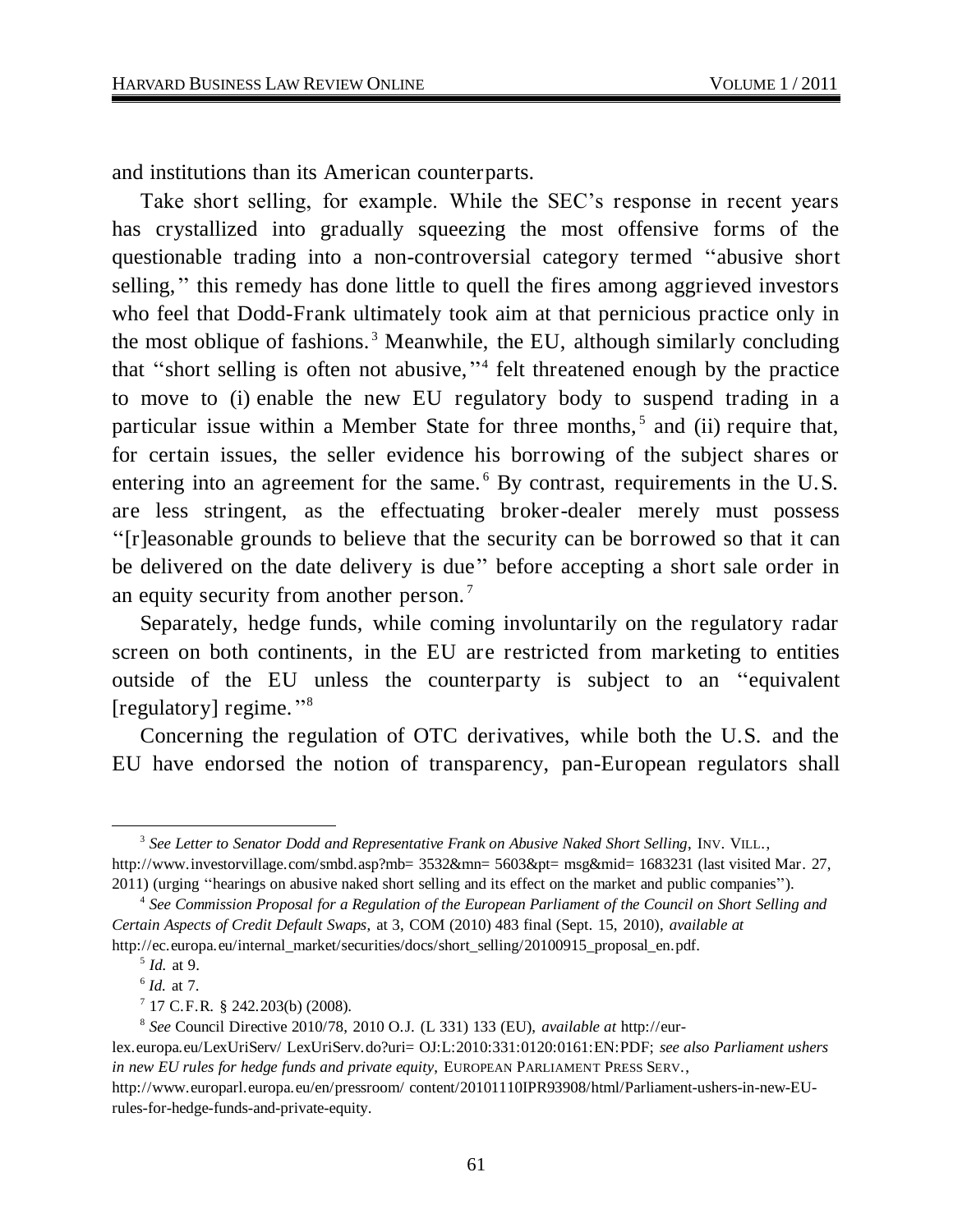and institutions than its American counterparts.

Take short selling, for example. While the SEC's response in recent years has crystallized into gradually squeezing the most offensive forms of the questionable trading into a non-controversial category termed "abusive short selling," this remedy has done little to quell the fires among aggrieved investors who feel that Dodd-Frank ultimately took aim at that pernicious practice only in the most oblique of fashions.[3] Meanwhile, the EU, although similarly concluding that "short selling is often not abusive,"[4] felt threatened enough by the practice to move to (i) enable the new EU regulatory body to suspend trading in a particular issue within a Member State for three months,[5] and (ii) require that, for certain issues, the seller evidence his borrowing of the subject shares or entering into an agreement for the same.[6] By contrast, requirements in the U.S. are less stringent, as the effectuating broker-dealer merely must possess "[r]easonable grounds to believe that the security can be borrowed so that it can be delivered on the date delivery is due" before accepting a short sale order in an equity security from another person.[7]

Separately, hedge funds, while coming involuntarily on the regulatory radar screen on both continents, in the EU are restricted from marketing to entities outside of the EU unless the counterparty is subject to an "equivalent [regulatory] regime."[8]

Concerning the regulation of OTC derivatives, while both the U.S. and the EU have endorsed the notion of transparency, pan-European regulators shall

---

[3] *See Letter to Senator Dodd and Representative Frank on Abusive Naked Short Selling*, INV. VILL., http://www.investorvillage.com/smbd.asp?mb= 3532&mn= 5603&pt= msg&mid= 1683231 (last visited Mar. 27, 2011) (urging "hearings on abusive naked short selling and its effect on the market and public companies").

[4] *See Commission Proposal for a Regulation of the European Parliament of the Council on Short Selling and Certain Aspects of Credit Default Swaps*, at 3, COM (2010) 483 final (Sept. 15, 2010), *available at* http://ec.europa.eu/internal_market/securities/docs/short_selling/20100915_proposal_en.pdf.

[5] *Id.* at 9.

[6] *Id.* at 7.

[7] 17 C.F.R. § 242.203(b) (2008).

[8] *See* Council Directive 2010/78, 2010 O.J. (L 331) 133 (EU), *available at* http://eur-lex.europa.eu/LexUriServ/ LexUriServ.do?uri= OJ:L:2010:331:0120:0161:EN:PDF; *see also Parliament ushers in new EU rules for hedge funds and private equity*, EUROPEAN PARLIAMENT PRESS SERV., http://www.europarl.europa.eu/en/pressroom/ content/20101110IPR93908/html/Parliament-ushers-in-new-EU-rules-for-hedge-funds-and-private-equity.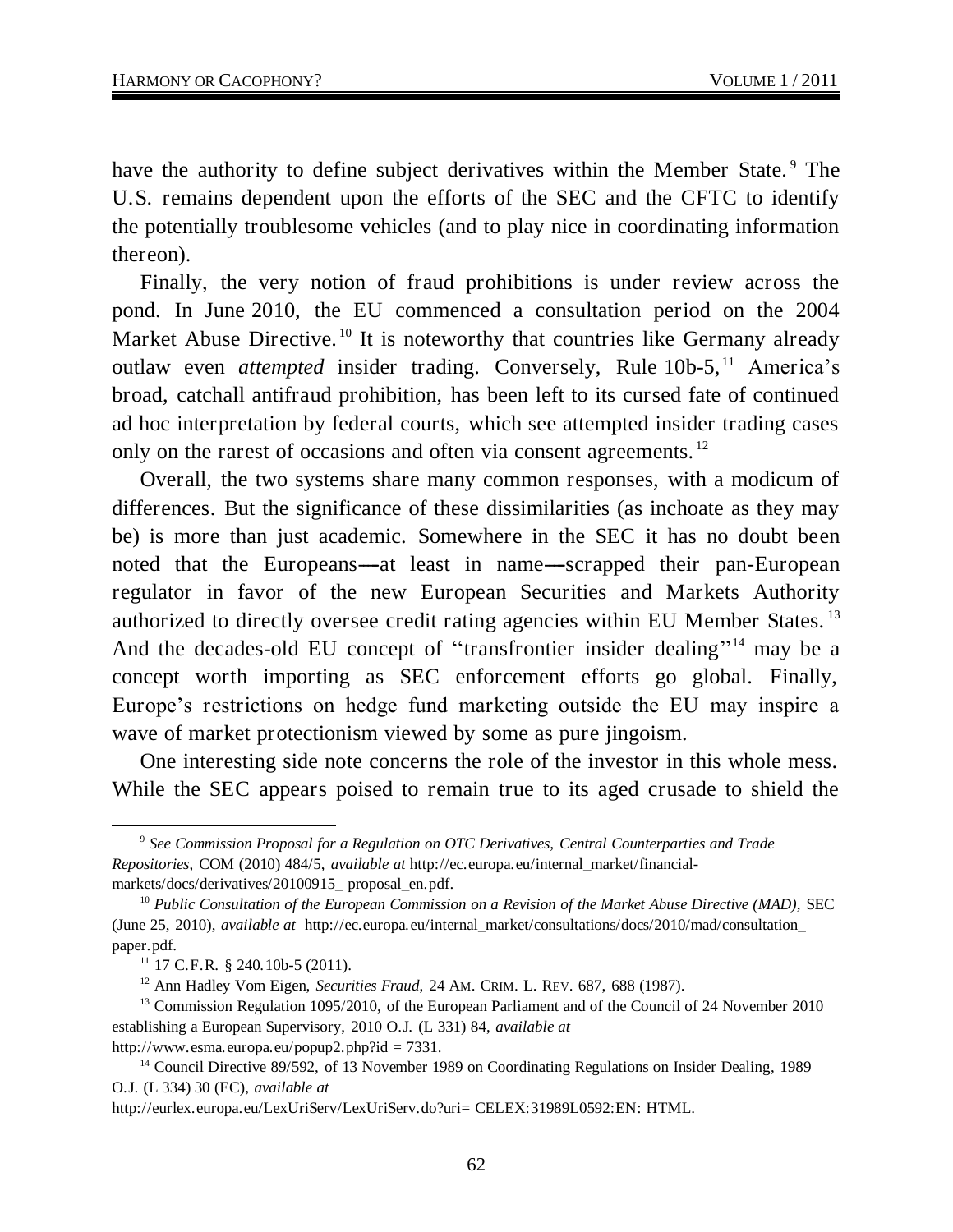have the authority to define subject derivatives within the Member State.[9] The U.S. remains dependent upon the efforts of the SEC and the CFTC to identify the potentially troublesome vehicles (and to play nice in coordinating information thereon).

Finally, the very notion of fraud prohibitions is under review across the pond. In June 2010, the EU commenced a consultation period on the 2004 Market Abuse Directive.[10] It is noteworthy that countries like Germany already outlaw even *attempted* insider trading. Conversely, Rule 10b-5,[11] America's broad, catchall antifraud prohibition, has been left to its cursed fate of continued ad hoc interpretation by federal courts, which see attempted insider trading cases only on the rarest of occasions and often via consent agreements.[12]

Overall, the two systems share many common responses, with a modicum of differences. But the significance of these dissimilarities (as inchoate as they may be) is more than just academic. Somewhere in the SEC it has no doubt been noted that the Europeans—at least in name—scrapped their pan-European regulator in favor of the new European Securities and Markets Authority authorized to directly oversee credit rating agencies within EU Member States.[13] And the decades-old EU concept of "transfrontier insider dealing"[14] may be a concept worth importing as SEC enforcement efforts go global. Finally, Europe's restrictions on hedge fund marketing outside the EU may inspire a wave of market protectionism viewed by some as pure jingoism.

One interesting side note concerns the role of the investor in this whole mess. While the SEC appears poised to remain true to its aged crusade to shield the

---

[9] *See Commission Proposal for a Regulation on OTC Derivatives, Central Counterparties and Trade Repositories*, COM (2010) 484/5, *available at* http://ec.europa.eu/internal_market/financial-markets/docs/derivatives/20100915_ proposal_en.pdf.

[10] *Public Consultation of the European Commission on a Revision of the Market Abuse Directive (MAD)*, SEC (June 25, 2010), *available at* http://ec.europa.eu/internal_market/consultations/docs/2010/mad/consultation_ paper.pdf.

[11] 17 C.F.R. § 240.10b-5 (2011).

[12] Ann Hadley Vom Eigen, *Securities Fraud*, 24 AM. CRIM. L. REV. 687, 688 (1987).

[13] Commission Regulation 1095/2010, of the European Parliament and of the Council of 24 November 2010 establishing a European Supervisory, 2010 O.J. (L 331) 84, *available at* http://www.esma.europa.eu/popup2.php?id = 7331.

[14] Council Directive 89/592, of 13 November 1989 on Coordinating Regulations on Insider Dealing, 1989 O.J. (L 334) 30 (EC), *available at* http://eurlex.europa.eu/LexUriServ/LexUriServ.do?uri= CELEX:31989L0592:EN: HTML.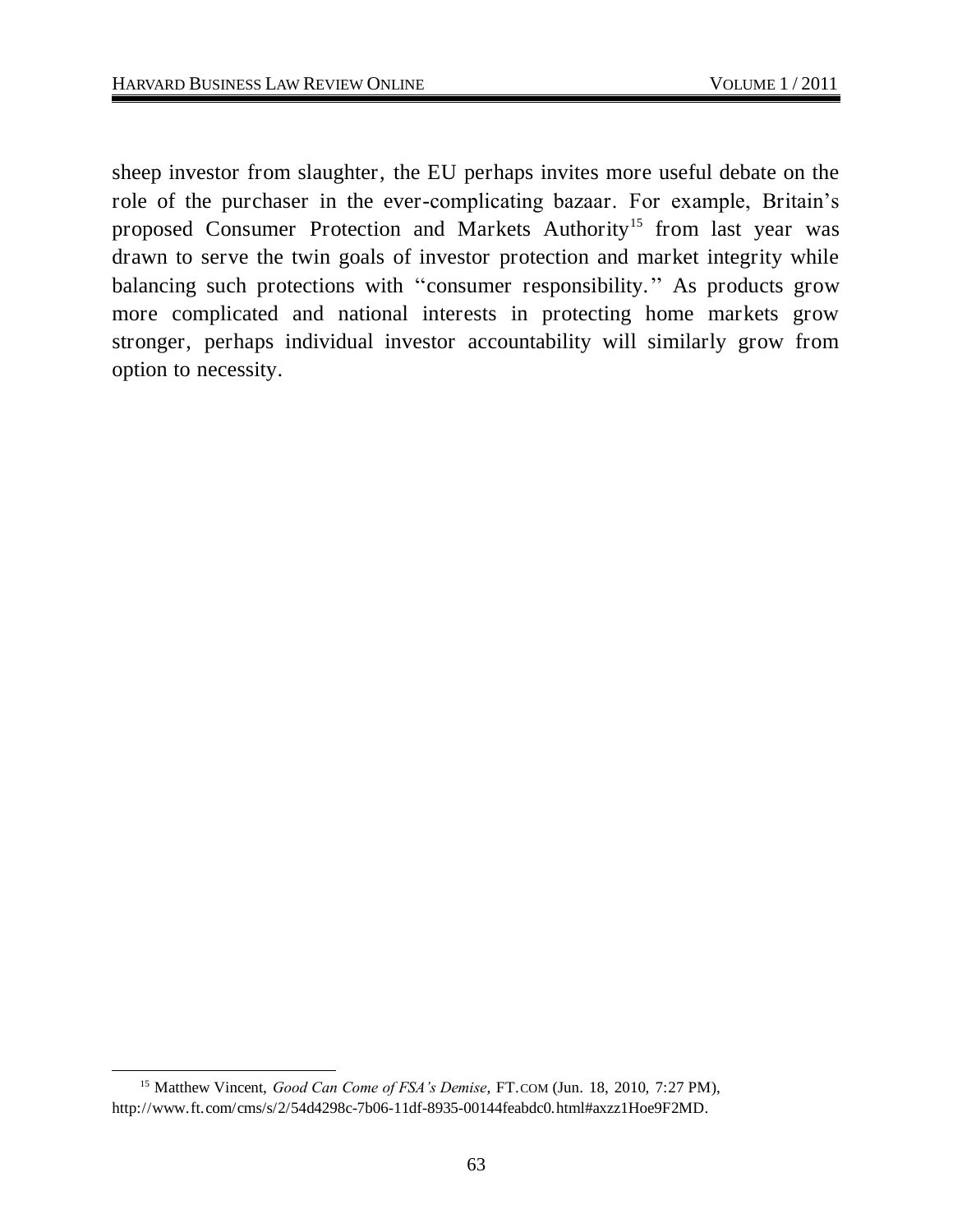sheep investor from slaughter, the EU perhaps invites more useful debate on the role of the purchaser in the ever-complicating bazaar. For example, Britain's proposed Consumer Protection and Markets Authority[15] from last year was drawn to serve the twin goals of investor protection and market integrity while balancing such protections with "consumer responsibility." As products grow more complicated and national interests in protecting home markets grow stronger, perhaps individual investor accountability will similarly grow from option to necessity.

---

[15] Matthew Vincent, *Good Can Come of FSA's Demise*, FT.COM (Jun. 18, 2010, 7:27 PM), http://www.ft.com/cms/s/2/54d4298c-7b06-11df-8935-00144feabdc0.html#axzz1Hoe9F2MD.